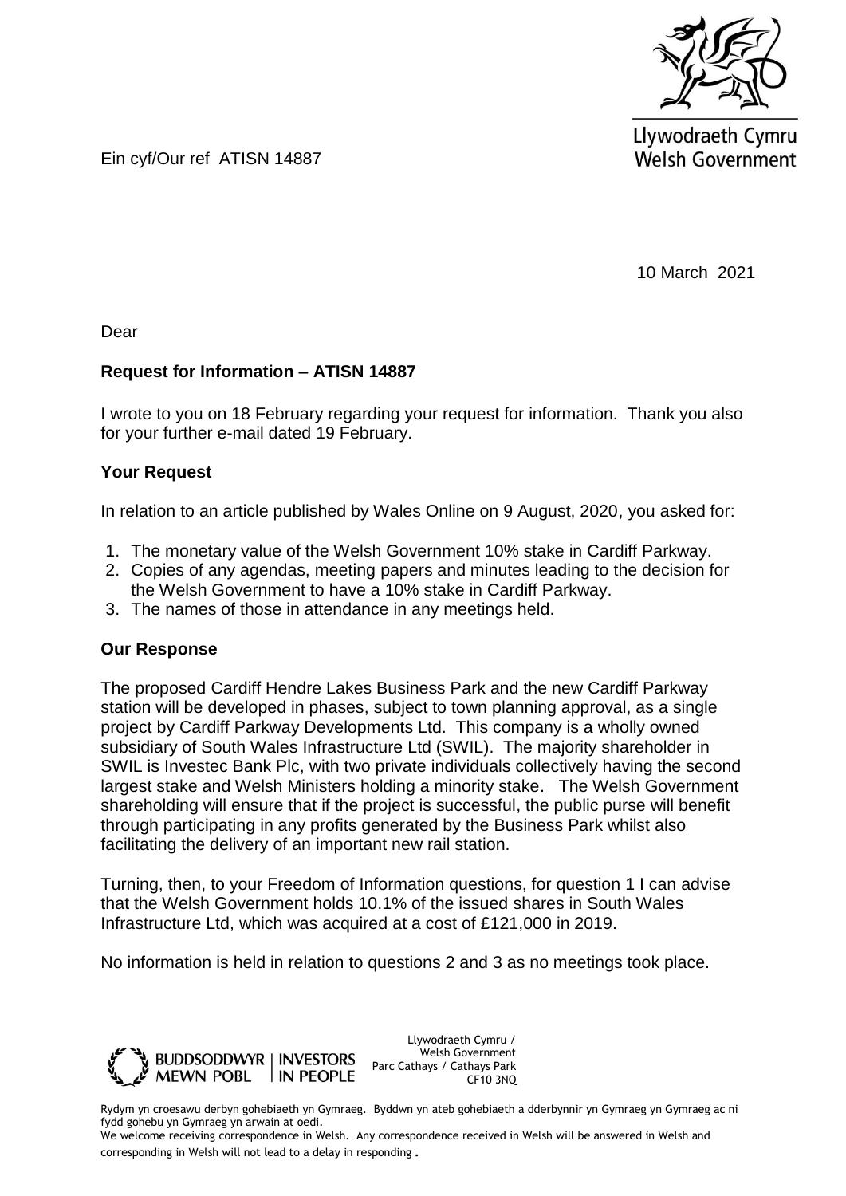Llywodraeth Cymru
Welsh Government

Ein cyf/Our ref ATISN 14887

10 March 2021

Dear

**Request for Information – ATISN 14887**

I wrote to you on 18 February regarding your request for information. Thank you also for your further e-mail dated 19 February.

**Your Request**

In relation to an article published by Wales Online on 9 August, 2020, you asked for:

1. The monetary value of the Welsh Government 10% stake in Cardiff Parkway.
2. Copies of any agendas, meeting papers and minutes leading to the decision for the Welsh Government to have a 10% stake in Cardiff Parkway.
3. The names of those in attendance in any meetings held.

**Our Response**

The proposed Cardiff Hendre Lakes Business Park and the new Cardiff Parkway station will be developed in phases, subject to town planning approval, as a single project by Cardiff Parkway Developments Ltd. This company is a wholly owned subsidiary of South Wales Infrastructure Ltd (SWIL). The majority shareholder in SWIL is Investec Bank Plc, with two private individuals collectively having the second largest stake and Welsh Ministers holding a minority stake. The Welsh Government shareholding will ensure that if the project is successful, the public purse will benefit through participating in any profits generated by the Business Park whilst also facilitating the delivery of an important new rail station.

Turning, then, to your Freedom of Information questions, for question 1 I can advise that the Welsh Government holds 10.1% of the issued shares in South Wales Infrastructure Ltd, which was acquired at a cost of £121,000 in 2019.

No information is held in relation to questions 2 and 3 as no meetings took place.

BUDDSODDWYR MEWN POBL | INVESTORS IN PEOPLE

Llywodraeth Cymru / Welsh Government
Parc Cathays / Cathays Park
CF10 3NQ

Rydym yn croesawu derbyn gohebiaeth yn Gymraeg. Byddwn yn ateb gohebiaeth a dderbynnir yn Gymraeg yn Gymraeg ac ni fydd gohebu yn Gymraeg yn arwain at oedi.
We welcome receiving correspondence in Welsh. Any correspondence received in Welsh will be answered in Welsh and corresponding in Welsh will not lead to a delay in responding.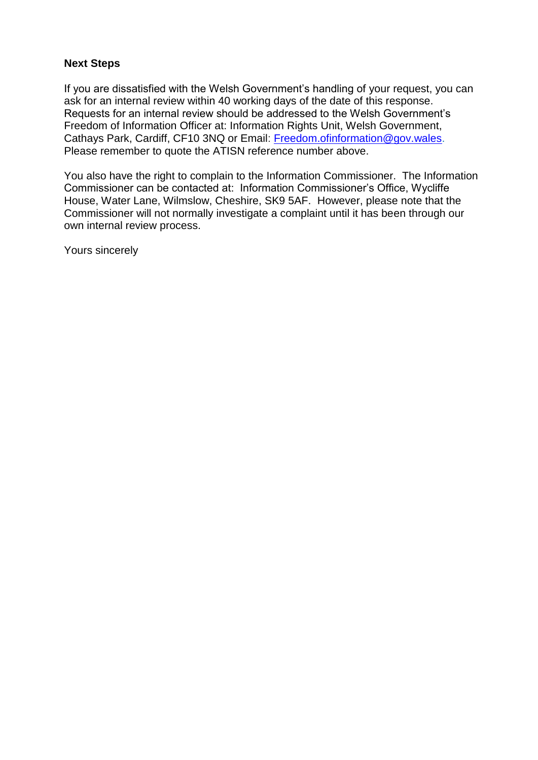**Next Steps**

If you are dissatisfied with the Welsh Government's handling of your request, you can ask for an internal review within 40 working days of the date of this response. Requests for an internal review should be addressed to the Welsh Government's Freedom of Information Officer at: Information Rights Unit, Welsh Government, Cathays Park, Cardiff, CF10 3NQ or Email: Freedom.ofinformation@gov.wales. Please remember to quote the ATISN reference number above.

You also have the right to complain to the Information Commissioner. The Information Commissioner can be contacted at: Information Commissioner's Office, Wycliffe House, Water Lane, Wilmslow, Cheshire, SK9 5AF. However, please note that the Commissioner will not normally investigate a complaint until it has been through our own internal review process.

Yours sincerely